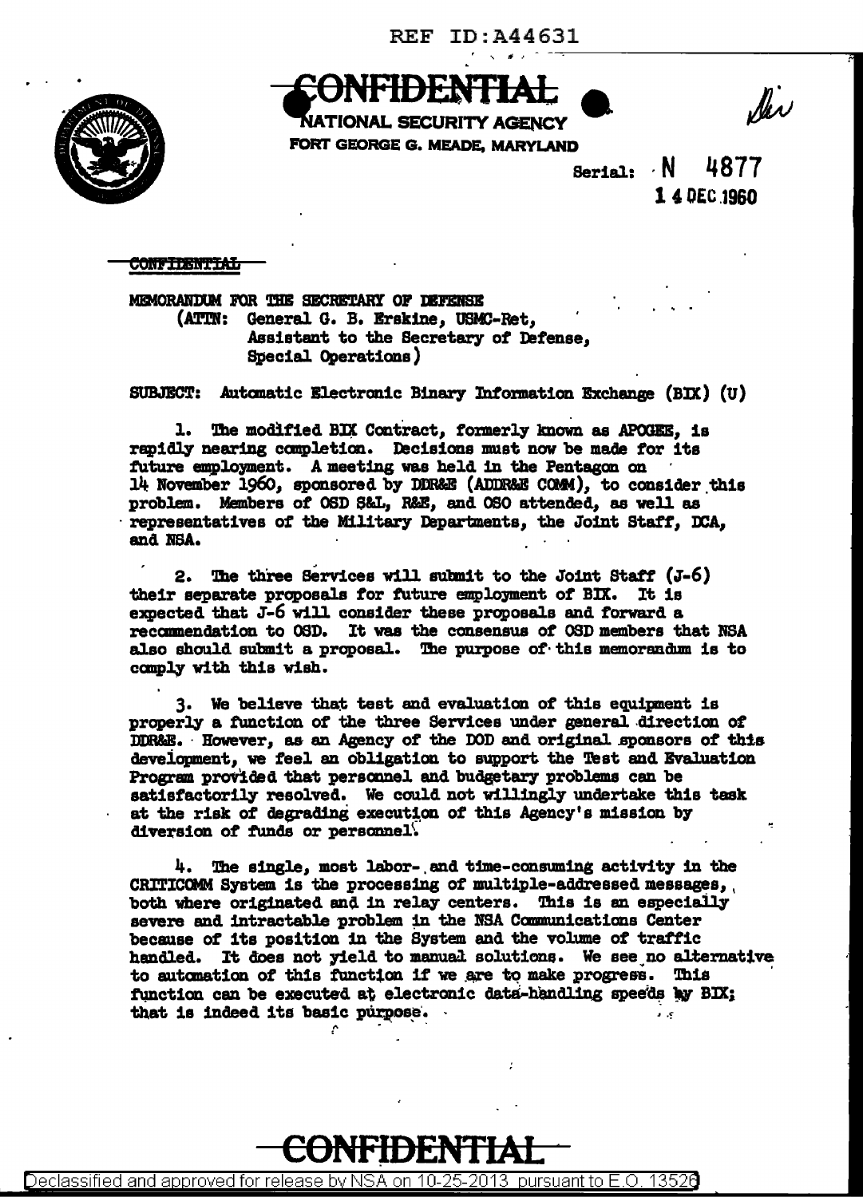REF ID:A44631

**CONFIDENTIAL**

NATIONAL SECURITY AGENCY
FORT GEORGE G. MEADE, MARYLAND

Serial: N 4877
14 DEC 1960

CONFIDENTIAL

MEMORANDUM FOR THE SECRETARY OF DEFENSE
(ATTN: General G. B. Erskine, USMC-Ret,
Assistant to the Secretary of Defense,
Special Operations)

SUBJECT: Automatic Electronic Binary Information Exchange (BIX) (U)

1. The modified BIX Contract, formerly known as APOGEE, is rapidly nearing completion. Decisions must now be made for its future employment. A meeting was held in the Pentagon on 14 November 1960, sponsored by DDR&E (ADDR&E COMM), to consider this problem. Members of OSD S&L, R&E, and OSO attended, as well as representatives of the Military Departments, the Joint Staff, DCA, and NSA.

2. The three Services will submit to the Joint Staff (J-6) their separate proposals for future employment of BIX. It is expected that J-6 will consider these proposals and forward a recommendation to OSD. It was the consensus of OSD members that NSA also should submit a proposal. The purpose of this memorandum is to comply with this wish.

3. We believe that test and evaluation of this equipment is properly a function of the three Services under general direction of DDR&E. However, as an Agency of the DOD and original sponsors of this development, we feel an obligation to support the Test and Evaluation Program provided that personnel and budgetary problems can be satisfactorily resolved. We could not willingly undertake this task at the risk of degrading execution of this Agency's mission by diversion of funds or personnel.

4. The single, most labor- and time-consuming activity in the CRITICOMM System is the processing of multiple-addressed messages, both where originated and in relay centers. This is an especially severe and intractable problem in the NSA Communications Center because of its position in the System and the volume of traffic handled. It does not yield to manual solutions. We see no alternative to automation of this function if we are to make progress. This function can be executed at electronic data-handling speeds by BIX; that is indeed its basic purpose.

**CONFIDENTIAL**

Declassified and approved for release by NSA on 10-25-2013 pursuant to E.O. 13526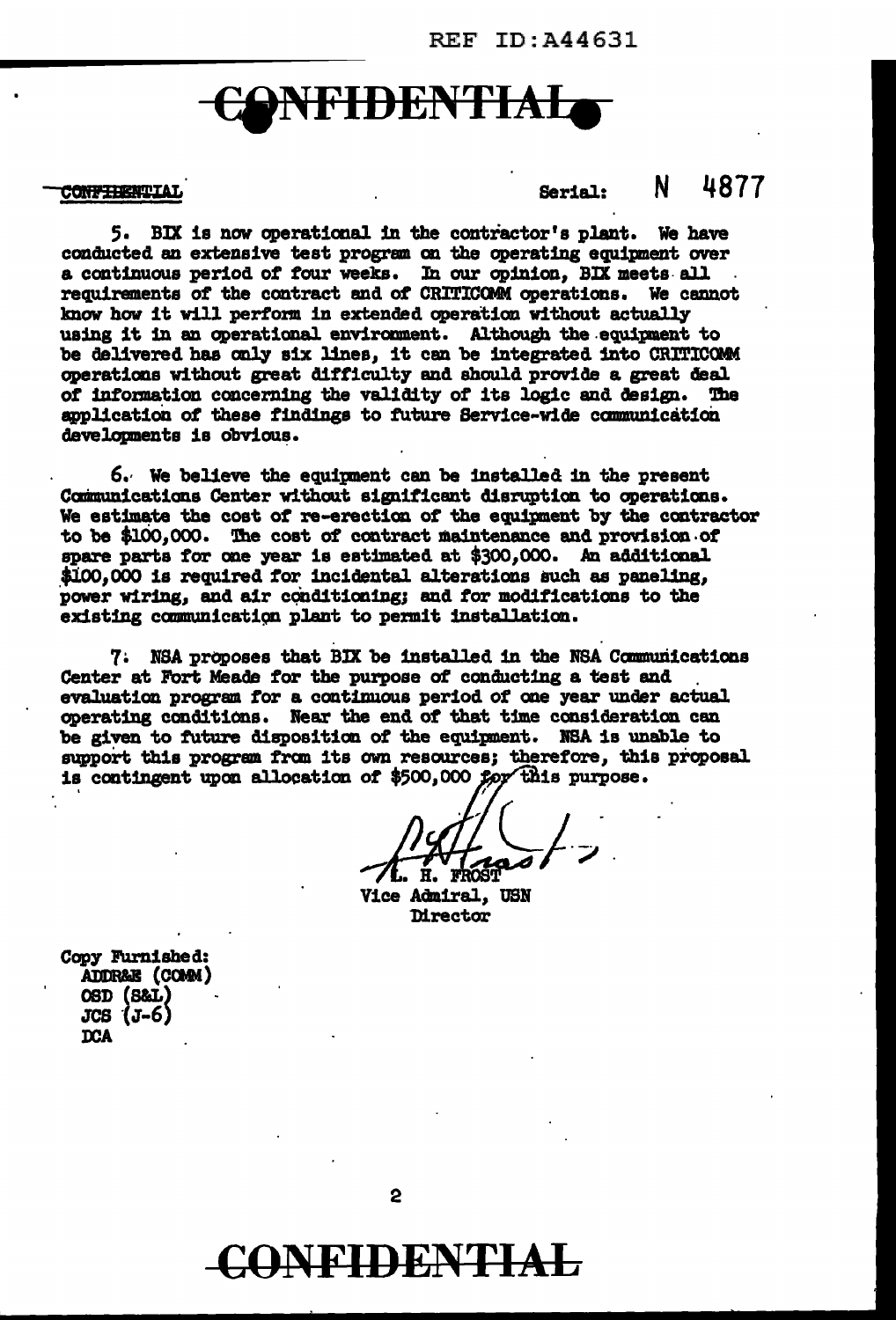CONFIDENTIAL Serial: N 4877

5. BIX is now operational in the contractor's plant. We have conducted an extensive test program on the operating equipment over a continuous period of four weeks. In our opinion, BIX meets all requirements of the contract and of CRITICOMM operations. We cannot know how it will perform in extended operation without actually using it in an operational environment. Although the equipment to be delivered has only six lines, it can be integrated into CRITICOMM operations without great difficulty and should provide a great deal of information concerning the validity of its logic and design. The application of these findings to future Service-wide communication developments is obvious.

6. We believe the equipment can be installed in the present Communications Center without significant disruption to operations. We estimate the cost of re-erection of the equipment by the contractor to be $100,000. The cost of contract maintenance and provision of spare parts for one year is estimated at $300,000. An additional $100,000 is required for incidental alterations such as paneling, power wiring, and air conditioning; and for modifications to the existing communication plant to permit installation.

7. NSA proposes that BIX be installed in the NSA Communications Center at Fort Meade for the purpose of conducting a test and evaluation program for a continuous period of one year under actual operating conditions. Near the end of that time consideration can be given to future disposition of the equipment. NSA is unable to support this program from its own resources; therefore, this proposal is contingent upon allocation of $500,000 for this purpose.

L. H. FROST
Vice Admiral, USN
Director

Copy Furnished:
ADDR&E (COMM)
OSD (S&L)
JCS (J-6)
DCA

CONFIDENTIAL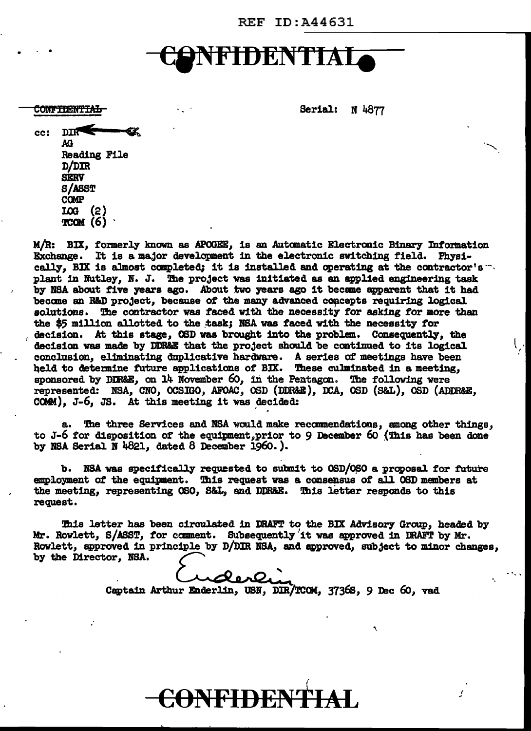REF ID:A44631

# CONFIDENTIAL

~~CONFIDENTIAL~~

Serial: N 4877

cc: DIR
AG
Reading File
D/DIR
SERV
S/ASST
COMP
LOG (2)
TCOM (6)

M/R: BIX, formerly known as APOGEE, is an Automatic Electronic Binary Information Exchange. It is a major development in the electronic switching field. Physically, BIX is almost completed; it is installed and operating at the contractor's plant in Nutley, N. J. The project was initiated as an applied engineering task by NSA about five years ago. About two years ago it became apparent that it had become an R&D project, because of the many advanced concepts requiring logical solutions. The contractor was faced with the necessity for asking for more than the $5 million allotted to the task; NSA was faced with the necessity for decision. At this stage, OSD was brought into the problem. Consequently, the decision was made by DDR&E that the project should be continued to its logical conclusion, eliminating duplicative hardware. A series of meetings have been held to determine future applications of BIX. These culminated in a meeting, sponsored by DDR&E, on 14 November 60, in the Pentagon. The following were represented: NSA, CNO, OCSIGO, AFOAC, OSD (DDR&E), DCA, OSD (S&L), OSD (ADDR&E, COMM), J-6, JS. At this meeting it was decided:

a. The three Services and NSA would make recommendations, among other things, to J-6 for disposition of the equipment, prior to 9 December 60 (This has been done by NSA Serial N 4821, dated 8 December 1960.).

b. NSA was specifically requested to submit to OSD/OSO a proposal for future employment of the equipment. This request was a consensus of all OSD members at the meeting, representing OSO, S&L, and DDR&E. This letter responds to this request.

This letter has been circulated in DRAFT to the BIX Advisory Group, headed by Mr. Rowlett, S/ASST, for comment. Subsequently it was approved in DRAFT by Mr. Rowlett, approved in principle by D/DIR NSA, and approved, subject to minor changes, by the Director, NSA.

Enderlin

Captain Arthur Enderlin, USN, DIR/TCOM, 3736S, 9 Dec 60, vad

# CONFIDENTIAL